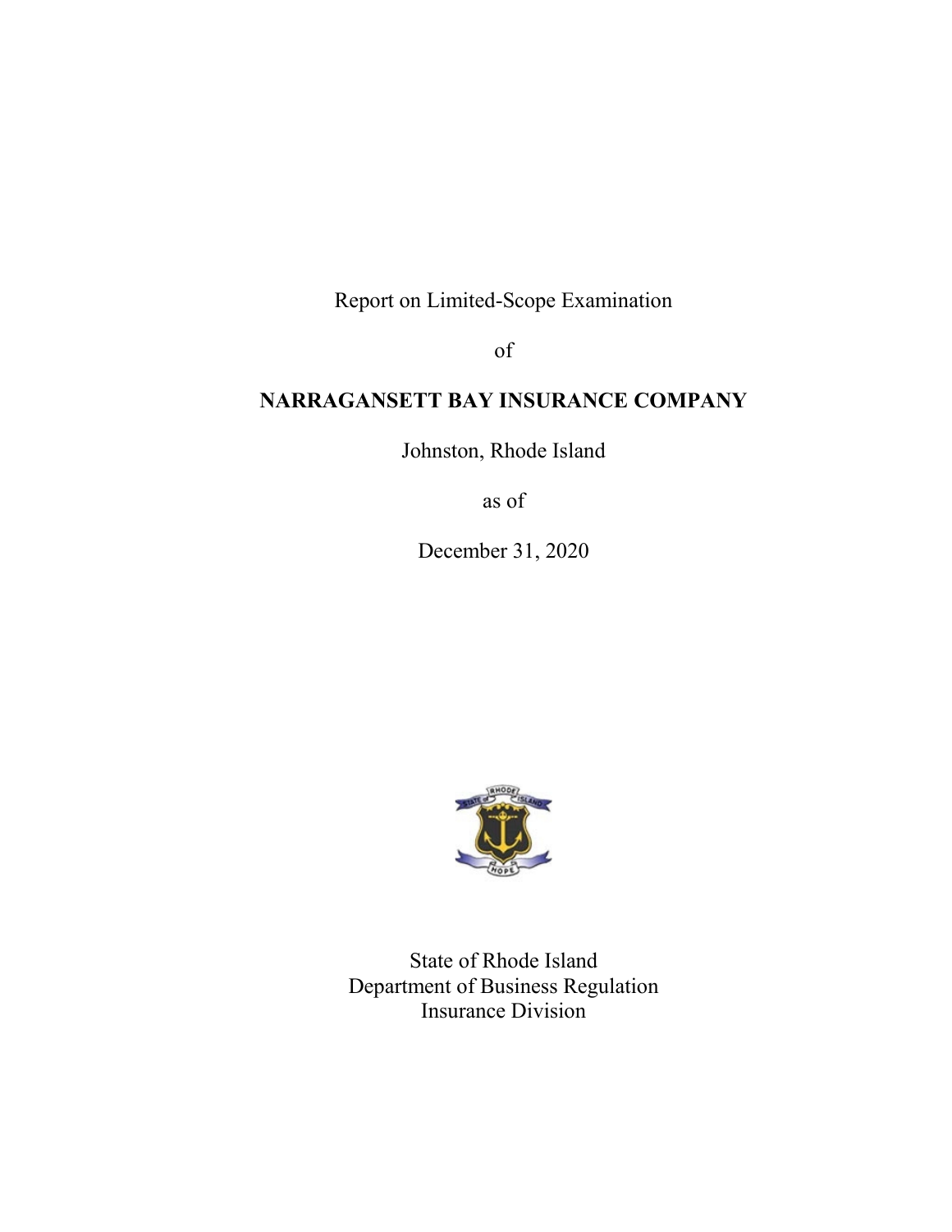Report on Limited-Scope Examination

of

**NARRAGANSETT BAY INSURANCE COMPANY**

Johnston, Rhode Island

as of

December 31, 2020

State of Rhode Island
Department of Business Regulation
Insurance Division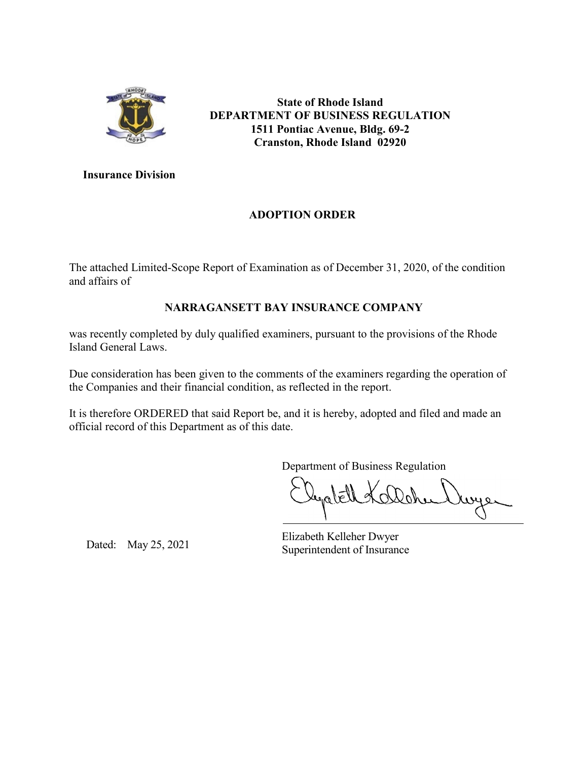**State of Rhode Island**
**DEPARTMENT OF BUSINESS REGULATION**
**1511 Pontiac Avenue, Bldg. 69-2**
**Cranston, Rhode Island 02920**

**Insurance Division**

## ADOPTION ORDER

The attached Limited-Scope Report of Examination as of December 31, 2020, of the condition and affairs of

**NARRAGANSETT BAY INSURANCE COMPANY**

was recently completed by duly qualified examiners, pursuant to the provisions of the Rhode Island General Laws.

Due consideration has been given to the comments of the examiners regarding the operation of the Companies and their financial condition, as reflected in the report.

It is therefore ORDERED that said Report be, and it is hereby, adopted and filed and made an official record of this Department as of this date.

Department of Business Regulation

Elizabeth Kelleher Dwyer
Superintendent of Insurance

Dated: May 25, 2021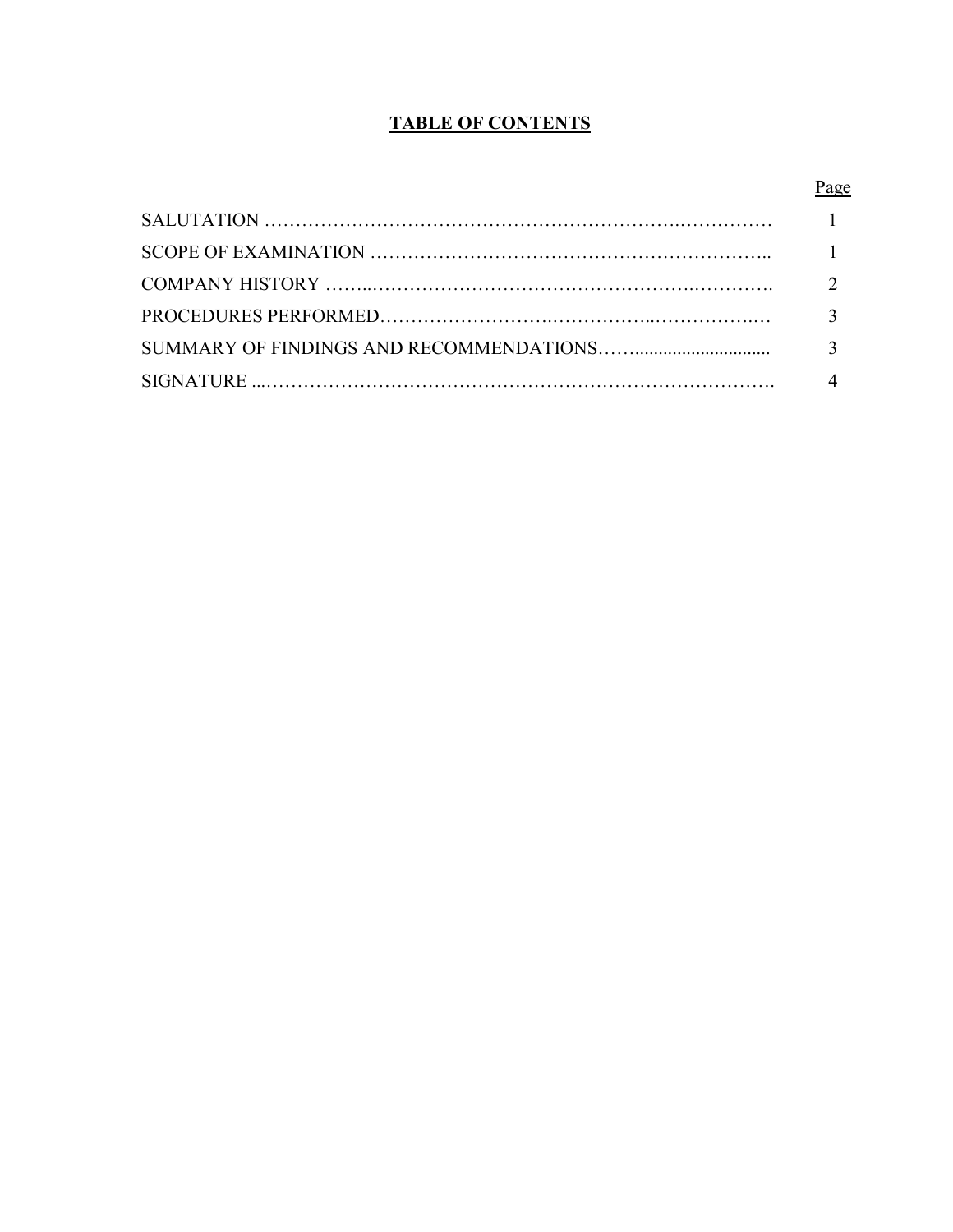# TABLE OF CONTENTS

| | Page |
|---|---|
| SALUTATION | 1 |
| SCOPE OF EXAMINATION | 1 |
| COMPANY HISTORY | 2 |
| PROCEDURES PERFORMED | 3 |
| SUMMARY OF FINDINGS AND RECOMMENDATIONS | 3 |
| SIGNATURE | 4 |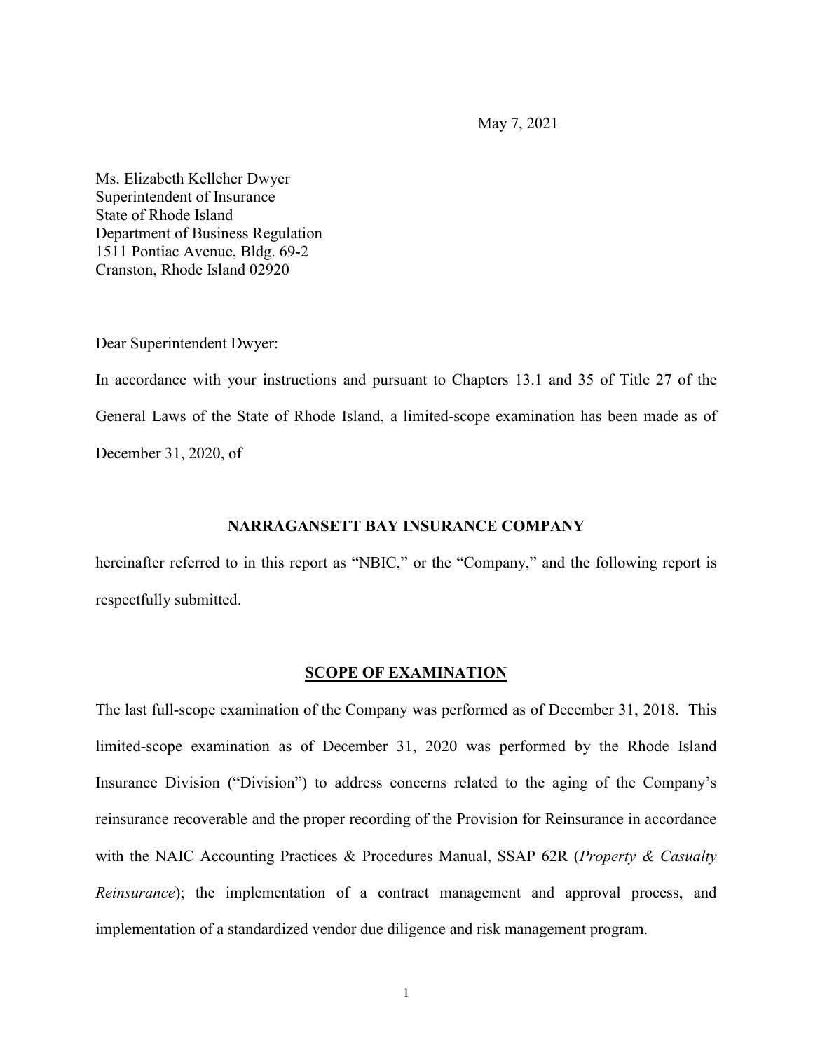May 7, 2021

Ms. Elizabeth Kelleher Dwyer
Superintendent of Insurance
State of Rhode Island
Department of Business Regulation
1511 Pontiac Avenue, Bldg. 69-2
Cranston, Rhode Island 02920

Dear Superintendent Dwyer:

In accordance with your instructions and pursuant to Chapters 13.1 and 35 of Title 27 of the General Laws of the State of Rhode Island, a limited-scope examination has been made as of December 31, 2020, of

**NARRAGANSETT BAY INSURANCE COMPANY**

hereinafter referred to in this report as "NBIC," or the "Company," and the following report is respectfully submitted.

## SCOPE OF EXAMINATION

The last full-scope examination of the Company was performed as of December 31, 2018. This limited-scope examination as of December 31, 2020 was performed by the Rhode Island Insurance Division ("Division") to address concerns related to the aging of the Company's reinsurance recoverable and the proper recording of the Provision for Reinsurance in accordance with the NAIC Accounting Practices & Procedures Manual, SSAP 62R (*Property & Casualty Reinsurance*); the implementation of a contract management and approval process, and implementation of a standardized vendor due diligence and risk management program.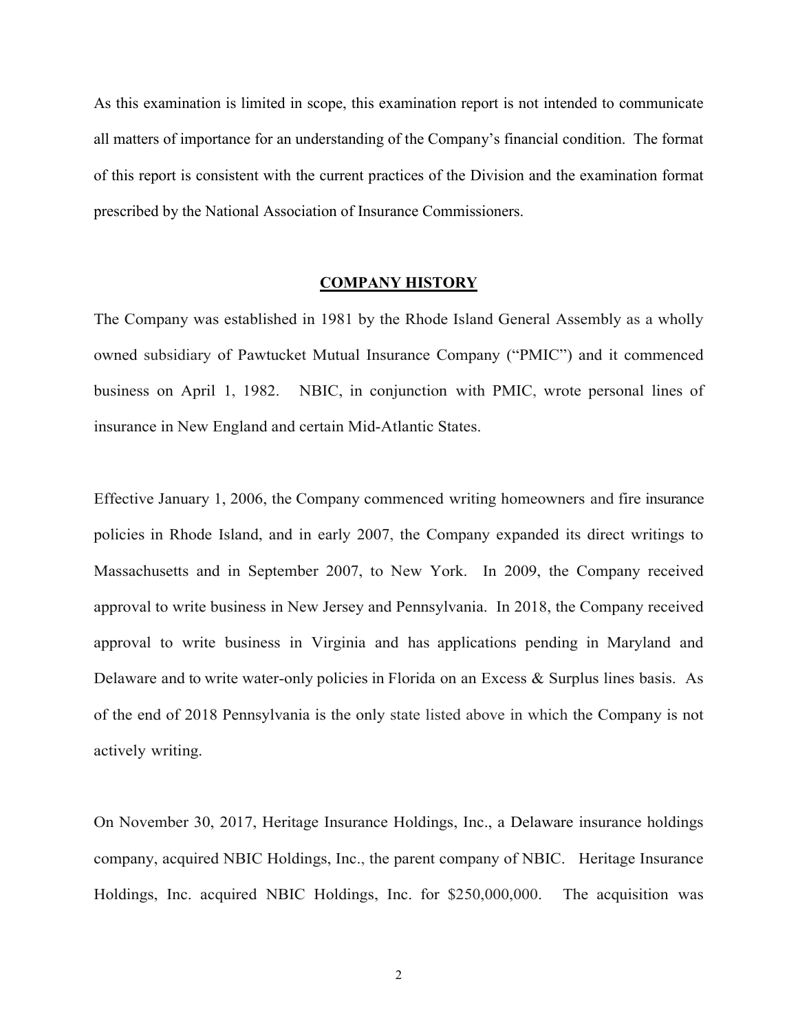As this examination is limited in scope, this examination report is not intended to communicate all matters of importance for an understanding of the Company's financial condition. The format of this report is consistent with the current practices of the Division and the examination format prescribed by the National Association of Insurance Commissioners.

## COMPANY HISTORY

The Company was established in 1981 by the Rhode Island General Assembly as a wholly owned subsidiary of Pawtucket Mutual Insurance Company ("PMIC") and it commenced business on April 1, 1982. NBIC, in conjunction with PMIC, wrote personal lines of insurance in New England and certain Mid-Atlantic States.

Effective January 1, 2006, the Company commenced writing homeowners and fire insurance policies in Rhode Island, and in early 2007, the Company expanded its direct writings to Massachusetts and in September 2007, to New York. In 2009, the Company received approval to write business in New Jersey and Pennsylvania. In 2018, the Company received approval to write business in Virginia and has applications pending in Maryland and Delaware and to write water-only policies in Florida on an Excess & Surplus lines basis. As of the end of 2018 Pennsylvania is the only state listed above in which the Company is not actively writing.

On November 30, 2017, Heritage Insurance Holdings, Inc., a Delaware insurance holdings company, acquired NBIC Holdings, Inc., the parent company of NBIC. Heritage Insurance Holdings, Inc. acquired NBIC Holdings, Inc. for $250,000,000. The acquisition was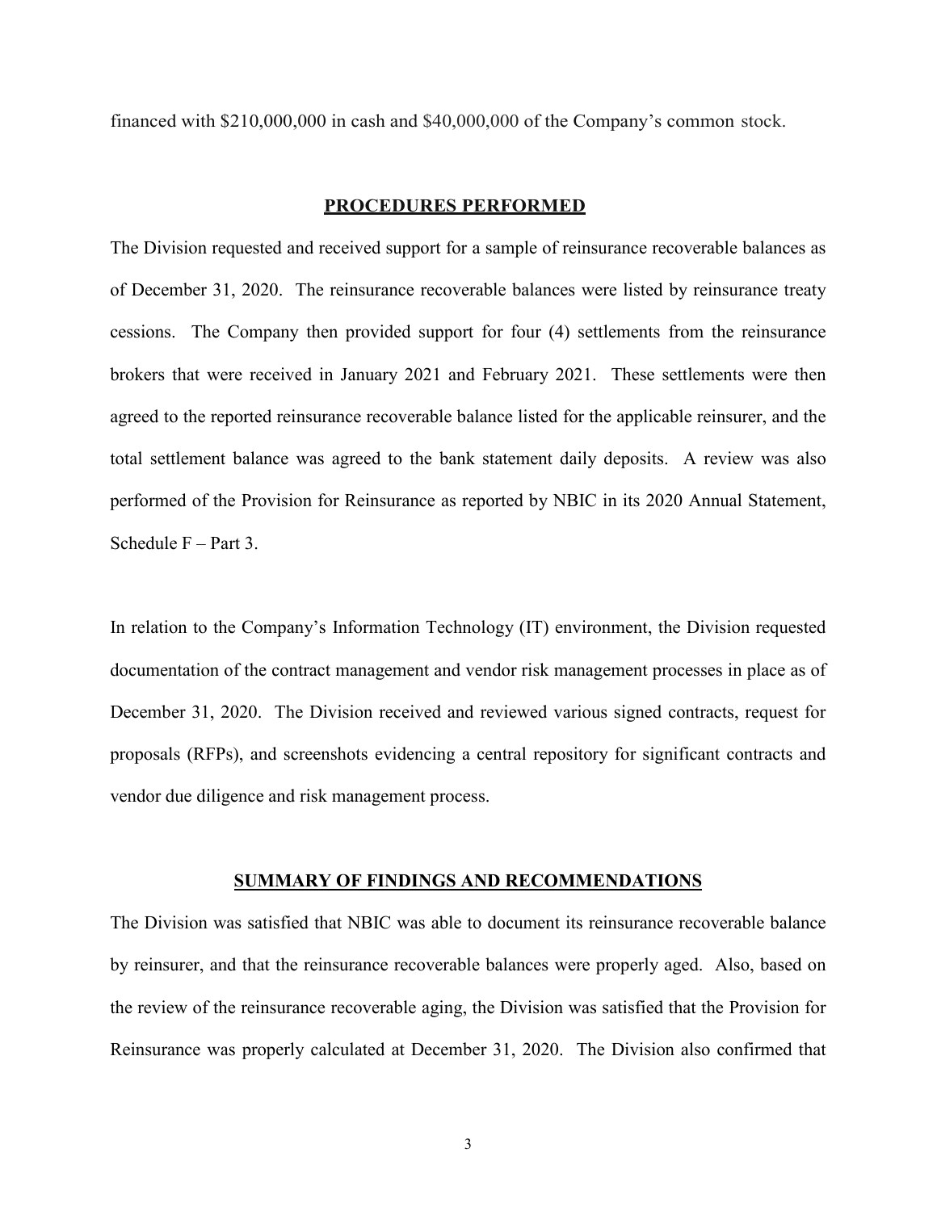financed with $210,000,000 in cash and $40,000,000 of the Company's common stock.

## PROCEDURES PERFORMED

The Division requested and received support for a sample of reinsurance recoverable balances as of December 31, 2020. The reinsurance recoverable balances were listed by reinsurance treaty cessions. The Company then provided support for four (4) settlements from the reinsurance brokers that were received in January 2021 and February 2021. These settlements were then agreed to the reported reinsurance recoverable balance listed for the applicable reinsurer, and the total settlement balance was agreed to the bank statement daily deposits. A review was also performed of the Provision for Reinsurance as reported by NBIC in its 2020 Annual Statement, Schedule F – Part 3.

In relation to the Company's Information Technology (IT) environment, the Division requested documentation of the contract management and vendor risk management processes in place as of December 31, 2020. The Division received and reviewed various signed contracts, request for proposals (RFPs), and screenshots evidencing a central repository for significant contracts and vendor due diligence and risk management process.

## SUMMARY OF FINDINGS AND RECOMMENDATIONS

The Division was satisfied that NBIC was able to document its reinsurance recoverable balance by reinsurer, and that the reinsurance recoverable balances were properly aged. Also, based on the review of the reinsurance recoverable aging, the Division was satisfied that the Provision for Reinsurance was properly calculated at December 31, 2020. The Division also confirmed that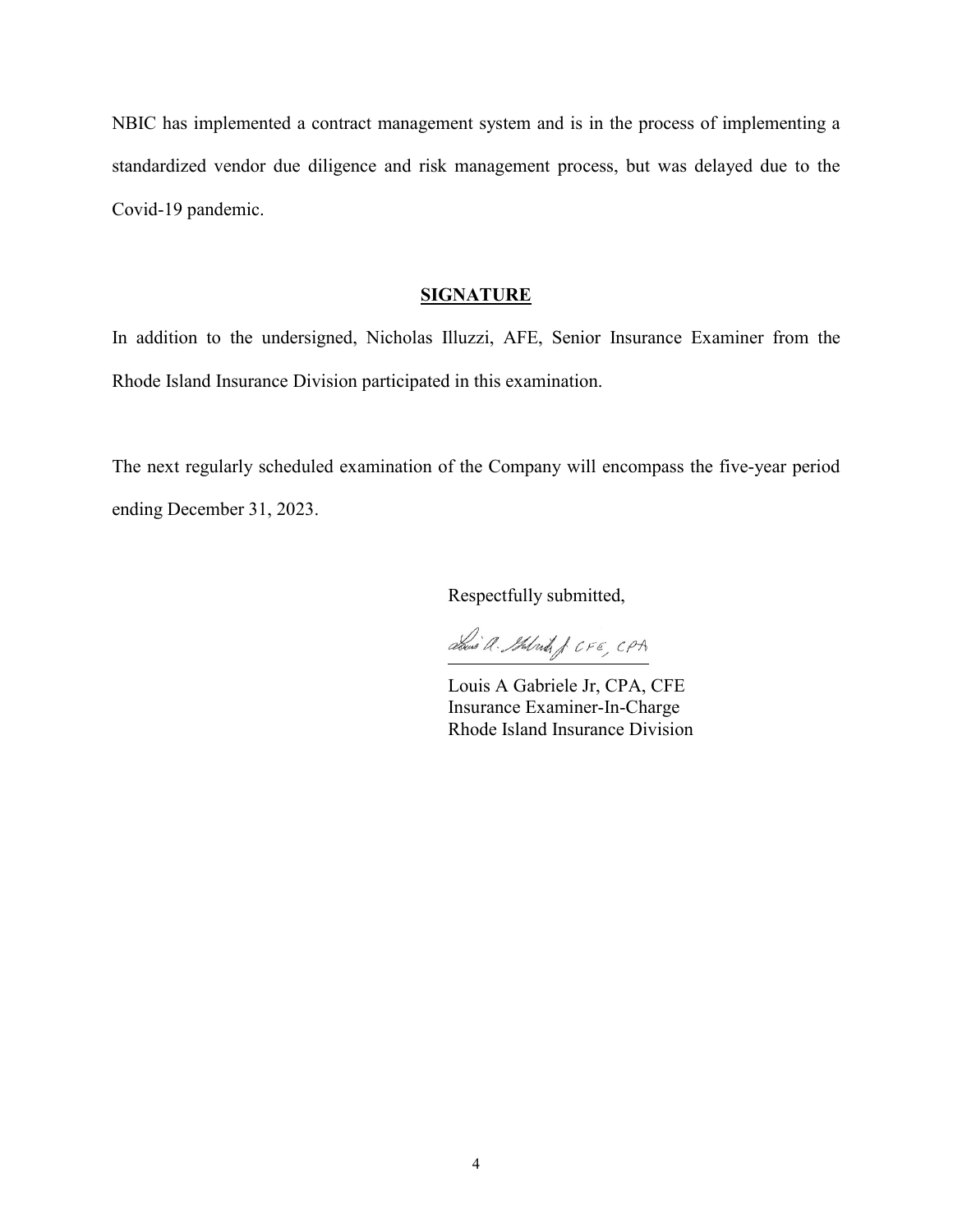NBIC has implemented a contract management system and is in the process of implementing a standardized vendor due diligence and risk management process, but was delayed due to the Covid-19 pandemic.

## SIGNATURE

In addition to the undersigned, Nicholas Illuzzi, AFE, Senior Insurance Examiner from the Rhode Island Insurance Division participated in this examination.

The next regularly scheduled examination of the Company will encompass the five-year period ending December 31, 2023.

Respectfully submitted,

Louis A. Gabriele Jr. CFE, CPA

Louis A Gabriele Jr, CPA, CFE
Insurance Examiner-In-Charge
Rhode Island Insurance Division